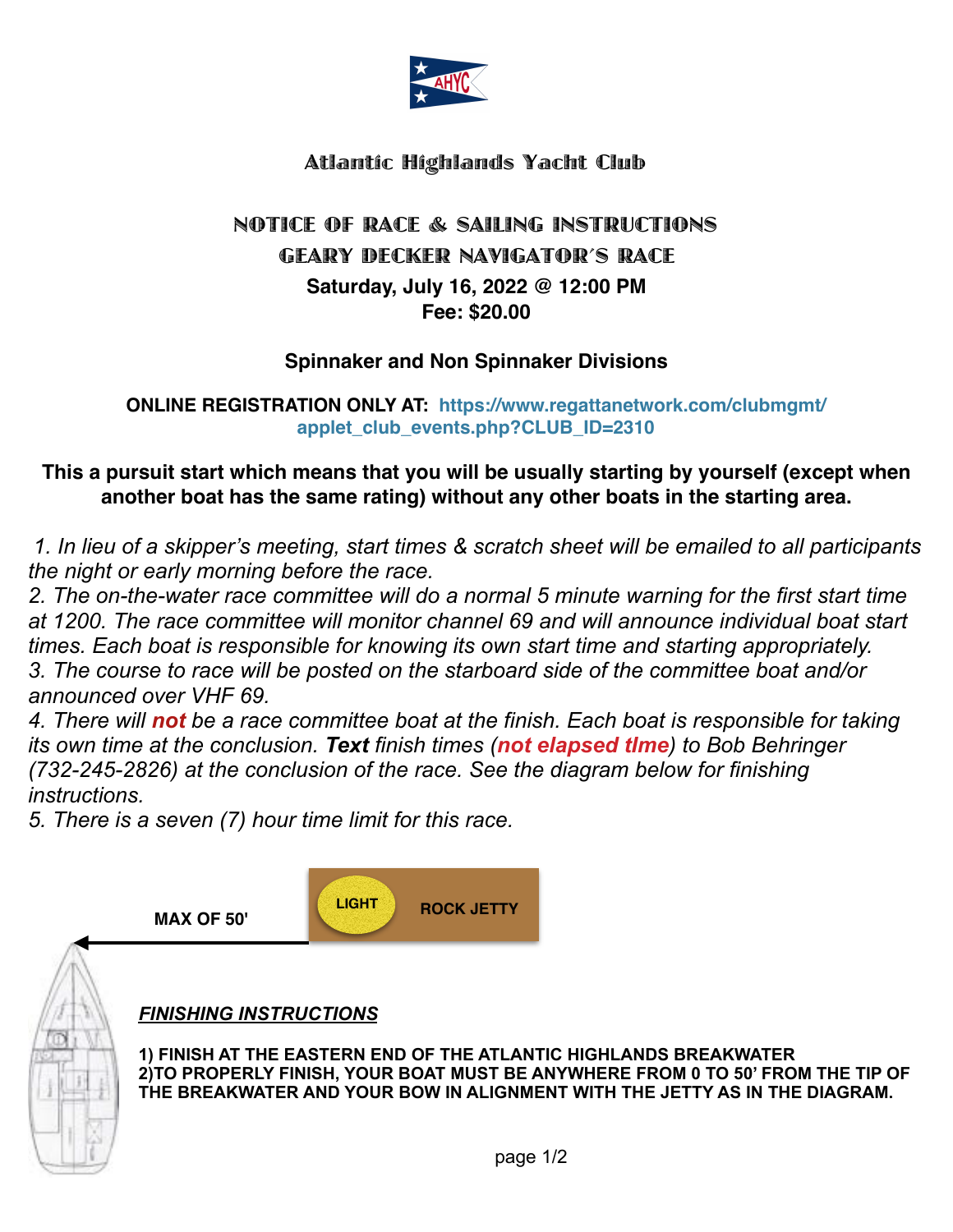# Atlantic Highlands Yacht Club

## NOTICE OF RACE & SAILING INSTRUCTIONS

## GEARY DECKER NAVIGATOR'S RACE

**Saturday, July 16, 2022 @ 12:00 PM**

**Fee: $20.00**

**Spinnaker and Non Spinnaker Divisions**

**ONLINE REGISTRATION ONLY AT: https://www.regattanetwork.com/clubmgmt/applet_club_events.php?CLUB_ID=2310**

**This a pursuit start which means that you will be usually starting by yourself (except when another boat has the same rating) without any other boats in the starting area.**

*1. In lieu of a skipper's meeting, start times & scratch sheet will be emailed to all participants the night or early morning before the race.*

*2. The on-the-water race committee will do a normal 5 minute warning for the first start time at 1200. The race committee will monitor channel 69 and will announce individual boat start times. Each boat is responsible for knowing its own start time and starting appropriately.*

*3. The course to race will be posted on the starboard side of the committee boat and/or announced over VHF 69.*

*4. There will **not** be a race committee boat at the finish. Each boat is responsible for taking its own time at the conclusion. **Text** finish times (**not elapsed tIme**) to Bob Behringer (732-245-2826) at the conclusion of the race. See the diagram below for finishing instructions.*

*5. There is a seven (7) hour time limit for this race.*

MAX OF 50'

LIGHT

ROCK JETTY

***FINISHING INSTRUCTIONS***

**1) FINISH AT THE EASTERN END OF THE ATLANTIC HIGHLANDS BREAKWATER**
**2)TO PROPERLY FINISH, YOUR BOAT MUST BE ANYWHERE FROM 0 TO 50' FROM THE TIP OF THE BREAKWATER AND YOUR BOW IN ALIGNMENT WITH THE JETTY AS IN THE DIAGRAM.**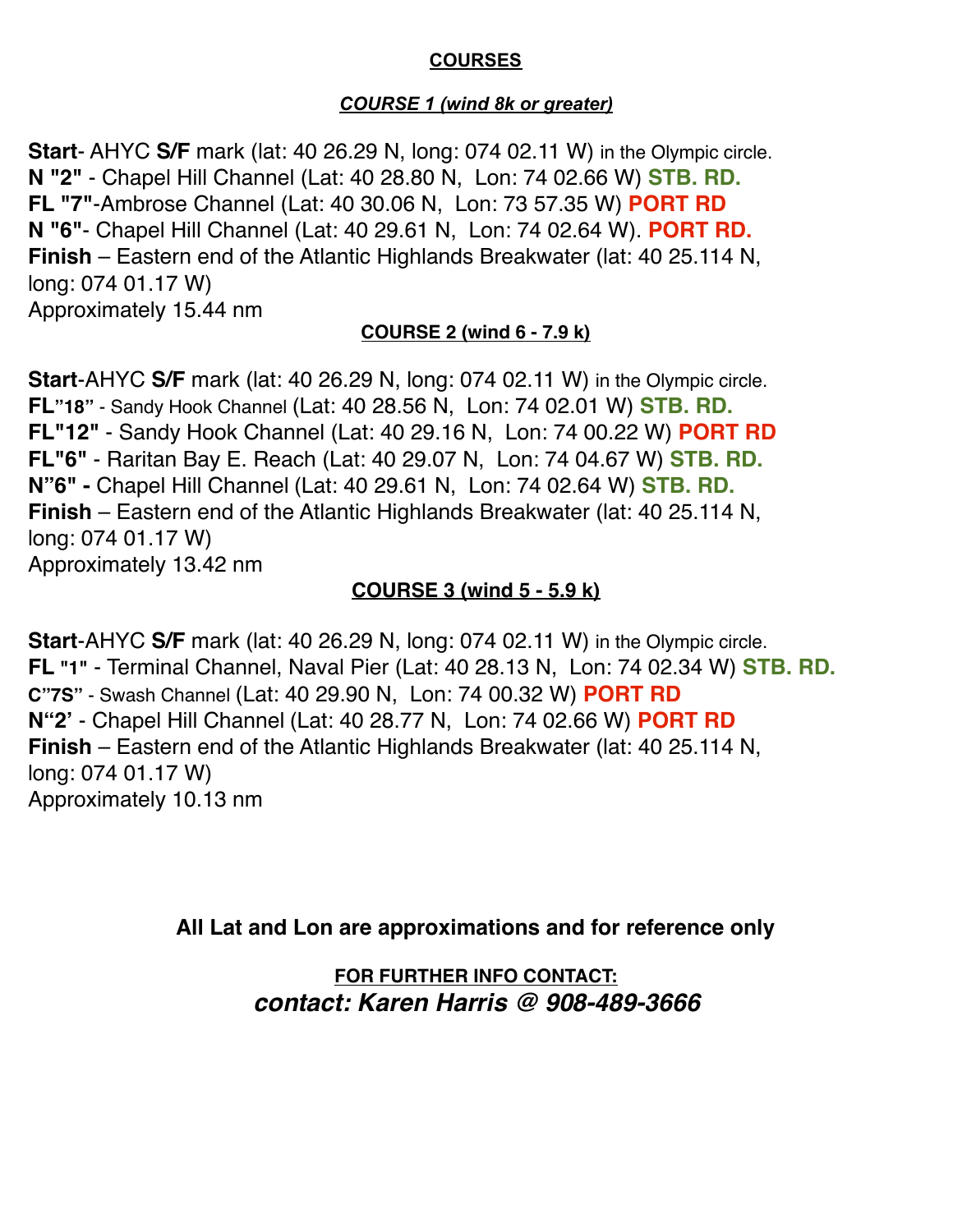## COURSES

### *COURSE 1 (wind 8k or greater)*

**Start**- AHYC **S/F** mark (lat: 40 26.29 N, long: 074 02.11 W) in the Olympic circle.
**N "2"** - Chapel Hill Channel (Lat: 40 28.80 N, Lon: 74 02.66 W) **STB. RD.**
**FL "7"**-Ambrose Channel (Lat: 40 30.06 N, Lon: 73 57.35 W) **PORT RD**
**N "6"**- Chapel Hill Channel (Lat: 40 29.61 N, Lon: 74 02.64 W). **PORT RD.**
**Finish** – Eastern end of the Atlantic Highlands Breakwater (lat: 40 25.114 N, long: 074 01.17 W)
Approximately 15.44 nm

### COURSE 2 (wind 6 - 7.9 k)

**Start**-AHYC **S/F** mark (lat: 40 26.29 N, long: 074 02.11 W) in the Olympic circle.
**FL"18"** - Sandy Hook Channel (Lat: 40 28.56 N, Lon: 74 02.01 W) **STB. RD.**
**FL"12"** - Sandy Hook Channel (Lat: 40 29.16 N, Lon: 74 00.22 W) **PORT RD**
**FL"6"** - Raritan Bay E. Reach (Lat: 40 29.07 N, Lon: 74 04.67 W) **STB. RD.**
**N"6" -** Chapel Hill Channel (Lat: 40 29.61 N, Lon: 74 02.64 W) **STB. RD.**
**Finish** – Eastern end of the Atlantic Highlands Breakwater (lat: 40 25.114 N, long: 074 01.17 W)
Approximately 13.42 nm

### COURSE 3 (wind 5 - 5.9 k)

**Start**-AHYC **S/F** mark (lat: 40 26.29 N, long: 074 02.11 W) in the Olympic circle.
**FL "1"** - Terminal Channel, Naval Pier (Lat: 40 28.13 N, Lon: 74 02.34 W) **STB. RD.**
**C"7S"** - Swash Channel (Lat: 40 29.90 N, Lon: 74 00.32 W) **PORT RD**
**N"2'** - Chapel Hill Channel (Lat: 40 28.77 N, Lon: 74 02.66 W) **PORT RD**
**Finish** – Eastern end of the Atlantic Highlands Breakwater (lat: 40 25.114 N, long: 074 01.17 W)
Approximately 10.13 nm

**All Lat and Lon are approximations and for reference only**

**FOR FURTHER INFO CONTACT:**
***contact: Karen Harris @ 908-489-3666***